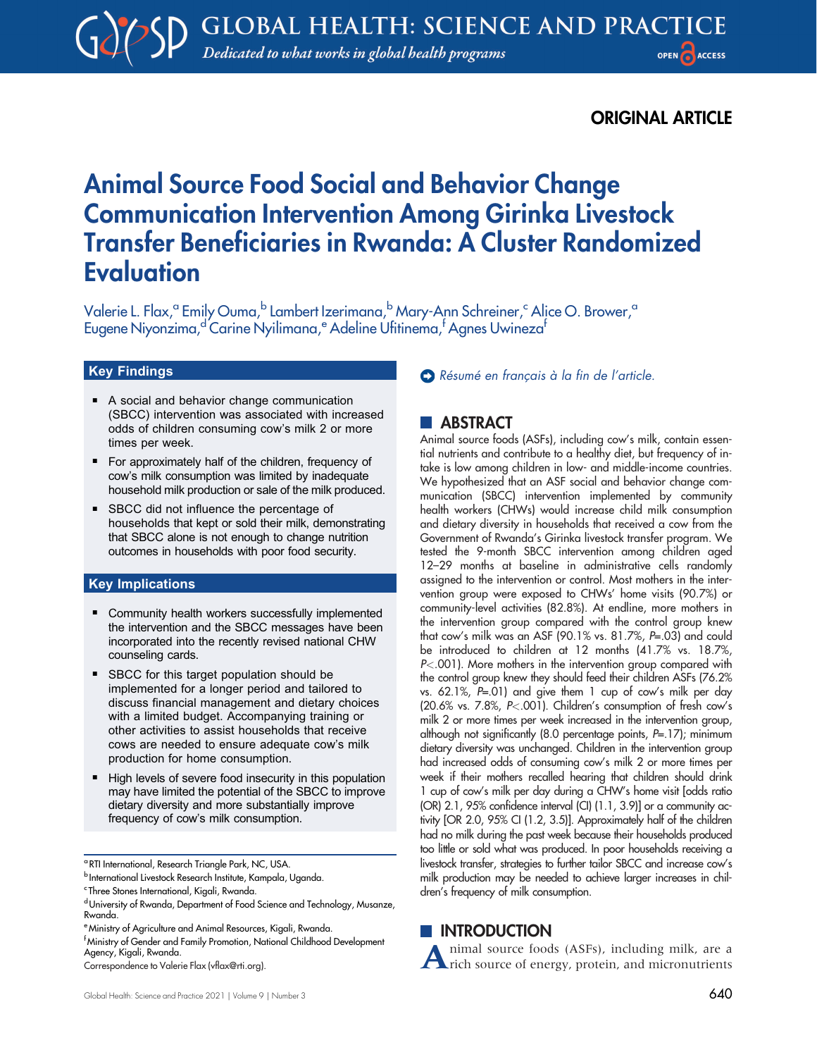ORIGINAL ARTICLE

# Animal Source Food Social and Behavior Change Communication Intervention Among Girinka Livestock Transfer Beneficiaries in Rwanda: A Cluster Randomized Evaluation

Valerie L. Flax,[a] Emily Ouma,[b] Lambert Izerimana,[b] Mary-Ann Schreiner,[c] Alice O. Brower,[a] Eugene Niyonzima,[d] Carine Nyilimana,[e] Adeline Ufitinema,[f] Agnes Uwineza[f]

## Key Findings

- A social and behavior change communication (SBCC) intervention was associated with increased odds of children consuming cow's milk 2 or more times per week.
- For approximately half of the children, frequency of cow's milk consumption was limited by inadequate household milk production or sale of the milk produced.
- SBCC did not influence the percentage of households that kept or sold their milk, demonstrating that SBCC alone is not enough to change nutrition outcomes in households with poor food security.

## Key Implications

- Community health workers successfully implemented the intervention and the SBCC messages have been incorporated into the recently revised national CHW counseling cards.
- SBCC for this target population should be implemented for a longer period and tailored to discuss financial management and dietary choices with a limited budget. Accompanying training or other activities to assist households that receive cows are needed to ensure adequate cow's milk production for home consumption.
- High levels of severe food insecurity in this population may have limited the potential of the SBCC to improve dietary diversity and more substantially improve frequency of cow's milk consumption.

[a] RTI International, Research Triangle Park, NC, USA.

[b] International Livestock Research Institute, Kampala, Uganda.

[c] Three Stones International, Kigali, Rwanda.

[d] University of Rwanda, Department of Food Science and Technology, Musanze, Rwanda.

[e] Ministry of Agriculture and Animal Resources, Kigali, Rwanda.

[f] Ministry of Gender and Family Promotion, National Childhood Development Agency, Kigali, Rwanda.

Correspondence to Valerie Flax (vflax@rti.org).

*Résumé en français à la fin de l'article.*

## ABSTRACT

Animal source foods (ASFs), including cow's milk, contain essential nutrients and contribute to a healthy diet, but frequency of intake is low among children in low- and middle-income countries. We hypothesized that an ASF social and behavior change communication (SBCC) intervention implemented by community health workers (CHWs) would increase child milk consumption and dietary diversity in households that received a cow from the Government of Rwanda's Girinka livestock transfer program. We tested the 9-month SBCC intervention among children aged 12–29 months at baseline in administrative cells randomly assigned to the intervention or control. Most mothers in the intervention group were exposed to CHWs' home visits (90.7%) or community-level activities (82.8%). At endline, more mothers in the intervention group compared with the control group knew that cow's milk was an ASF (90.1% vs. 81.7%, $P$=.03) and could be introduced to children at 12 months (41.7% vs. 18.7%, $P$<.001). More mothers in the intervention group compared with the control group knew they should feed their children ASFs (76.2% vs. 62.1%, $P$=.01) and give them 1 cup of cow's milk per day (20.6% vs. 7.8%, $P$<.001). Children's consumption of fresh cow's milk 2 or more times per week increased in the intervention group, although not significantly (8.0 percentage points, $P$=.17); minimum dietary diversity was unchanged. Children in the intervention group had increased odds of consuming cow's milk 2 or more times per week if their mothers recalled hearing that children should drink 1 cup of cow's milk per day during a CHW's home visit [odds ratio (OR) 2.1, 95% confidence interval (CI) (1.1, 3.9)] or a community activity [OR 2.0, 95% CI (1.2, 3.5)]. Approximately half of the children had no milk during the past week because their households produced too little or sold what was produced. In poor households receiving a livestock transfer, strategies to further tailor SBCC and increase cow's milk production may be needed to achieve larger increases in children's frequency of milk consumption.

## INTRODUCTION

Animal source foods (ASFs), including milk, are a rich source of energy, protein, and micronutrients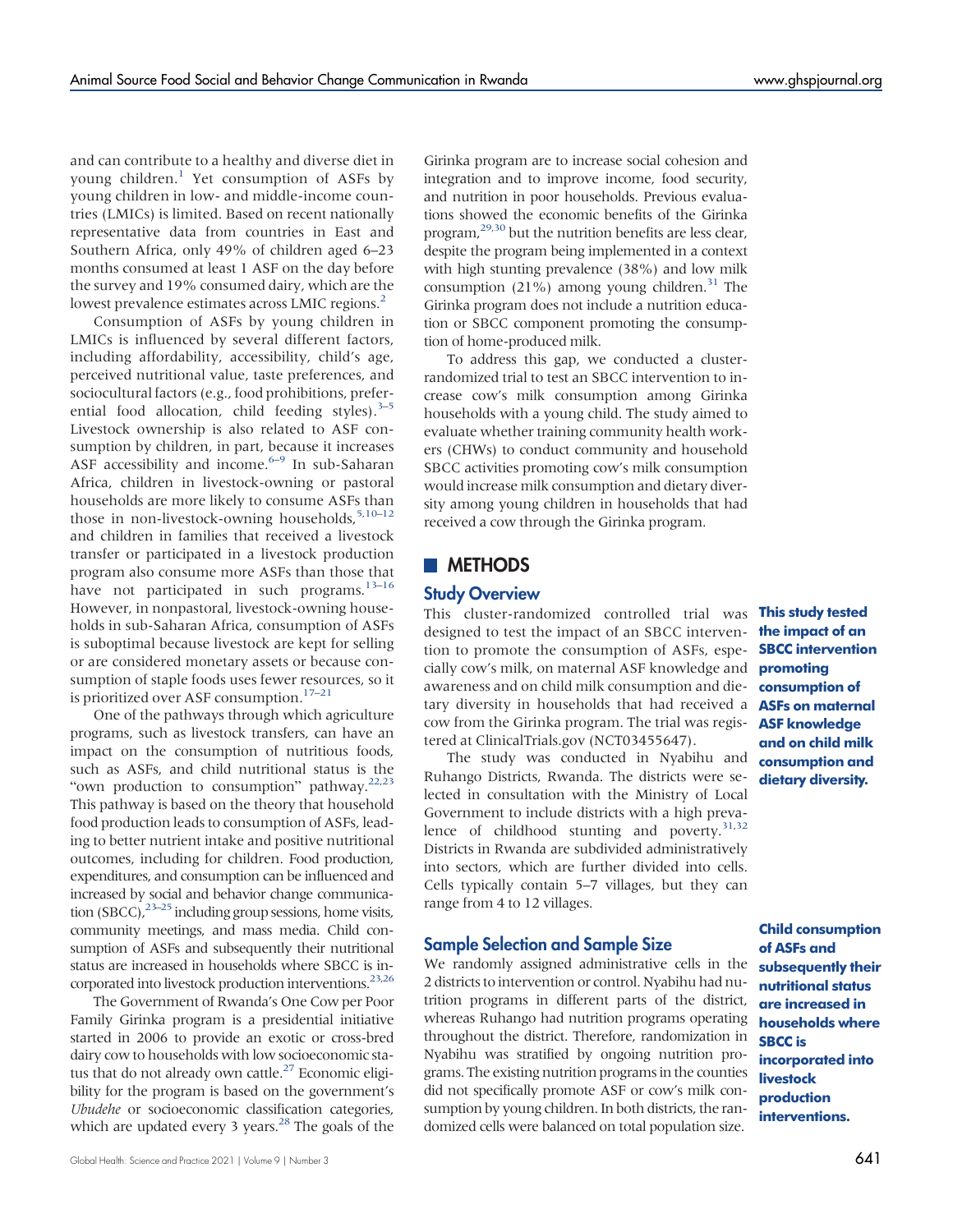and can contribute to a healthy and diverse diet in young children.[1] Yet consumption of ASFs by young children in low- and middle-income countries (LMICs) is limited. Based on recent nationally representative data from countries in East and Southern Africa, only 49% of children aged 6–23 months consumed at least 1 ASF on the day before the survey and 19% consumed dairy, which are the lowest prevalence estimates across LMIC regions.[2]

Consumption of ASFs by young children in LMICs is influenced by several different factors, including affordability, accessibility, child's age, perceived nutritional value, taste preferences, and sociocultural factors (e.g., food prohibitions, preferential food allocation, child feeding styles).[3–5] Livestock ownership is also related to ASF consumption by children, in part, because it increases ASF accessibility and income.[6–9] In sub-Saharan Africa, children in livestock-owning or pastoral households are more likely to consume ASFs than those in non-livestock-owning households,[5,10–12] and children in families that received a livestock transfer or participated in a livestock production program also consume more ASFs than those that have not participated in such programs.[13–16] However, in nonpastoral, livestock-owning households in sub-Saharan Africa, consumption of ASFs is suboptimal because livestock are kept for selling or are considered monetary assets or because consumption of staple foods uses fewer resources, so it is prioritized over ASF consumption.[17–21]

One of the pathways through which agriculture programs, such as livestock transfers, can have an impact on the consumption of nutritious foods, such as ASFs, and child nutritional status is the "own production to consumption" pathway.[22,23] This pathway is based on the theory that household food production leads to consumption of ASFs, leading to better nutrient intake and positive nutritional outcomes, including for children. Food production, expenditures, and consumption can be influenced and increased by social and behavior change communication (SBCC),[23–25] including group sessions, home visits, community meetings, and mass media. Child consumption of ASFs and subsequently their nutritional status are increased in households where SBCC is incorporated into livestock production interventions.[23,26]

The Government of Rwanda's One Cow per Poor Family Girinka program is a presidential initiative started in 2006 to provide an exotic or cross-bred dairy cow to households with low socioeconomic status that do not already own cattle.[27] Economic eligibility for the program is based on the government's *Ubudehe* or socioeconomic classification categories, which are updated every 3 years.[28] The goals of the Girinka program are to increase social cohesion and integration and to improve income, food security, and nutrition in poor households. Previous evaluations showed the economic benefits of the Girinka program,[29,30] but the nutrition benefits are less clear, despite the program being implemented in a context with high stunting prevalence (38%) and low milk consumption (21%) among young children.[31] The Girinka program does not include a nutrition education or SBCC component promoting the consumption of home-produced milk.

To address this gap, we conducted a cluster-randomized trial to test an SBCC intervention to increase cow's milk consumption among Girinka households with a young child. The study aimed to evaluate whether training community health workers (CHWs) to conduct community and household SBCC activities promoting cow's milk consumption would increase milk consumption and dietary diversity among young children in households that had received a cow through the Girinka program.

## METHODS

### Study Overview

This cluster-randomized controlled trial was designed to test the impact of an SBCC intervention to promote the consumption of ASFs, especially cow's milk, on maternal ASF knowledge and awareness and on child milk consumption and dietary diversity in households that had received a cow from the Girinka program. The trial was registered at ClinicalTrials.gov (NCT03455647).

**This study tested the impact of an SBCC intervention promoting consumption of ASFs on maternal ASF knowledge and on child milk consumption and dietary diversity.**

The study was conducted in Nyabihu and Ruhango Districts, Rwanda. The districts were selected in consultation with the Ministry of Local Government to include districts with a high prevalence of childhood stunting and poverty.[31,32] Districts in Rwanda are subdivided administratively into sectors, which are further divided into cells. Cells typically contain 5–7 villages, but they can range from 4 to 12 villages.

### Sample Selection and Sample Size

We randomly assigned administrative cells in the 2 districts to intervention or control. Nyabihu had nutrition programs in different parts of the district, whereas Ruhango had nutrition programs operating throughout the district. Therefore, randomization in Nyabihu was stratified by ongoing nutrition programs. The existing nutrition programs in the counties did not specifically promote ASF or cow's milk consumption by young children. In both districts, the randomized cells were balanced on total population size.

**Child consumption of ASFs and subsequently their nutritional status are increased in households where SBCC is incorporated into livestock production interventions.**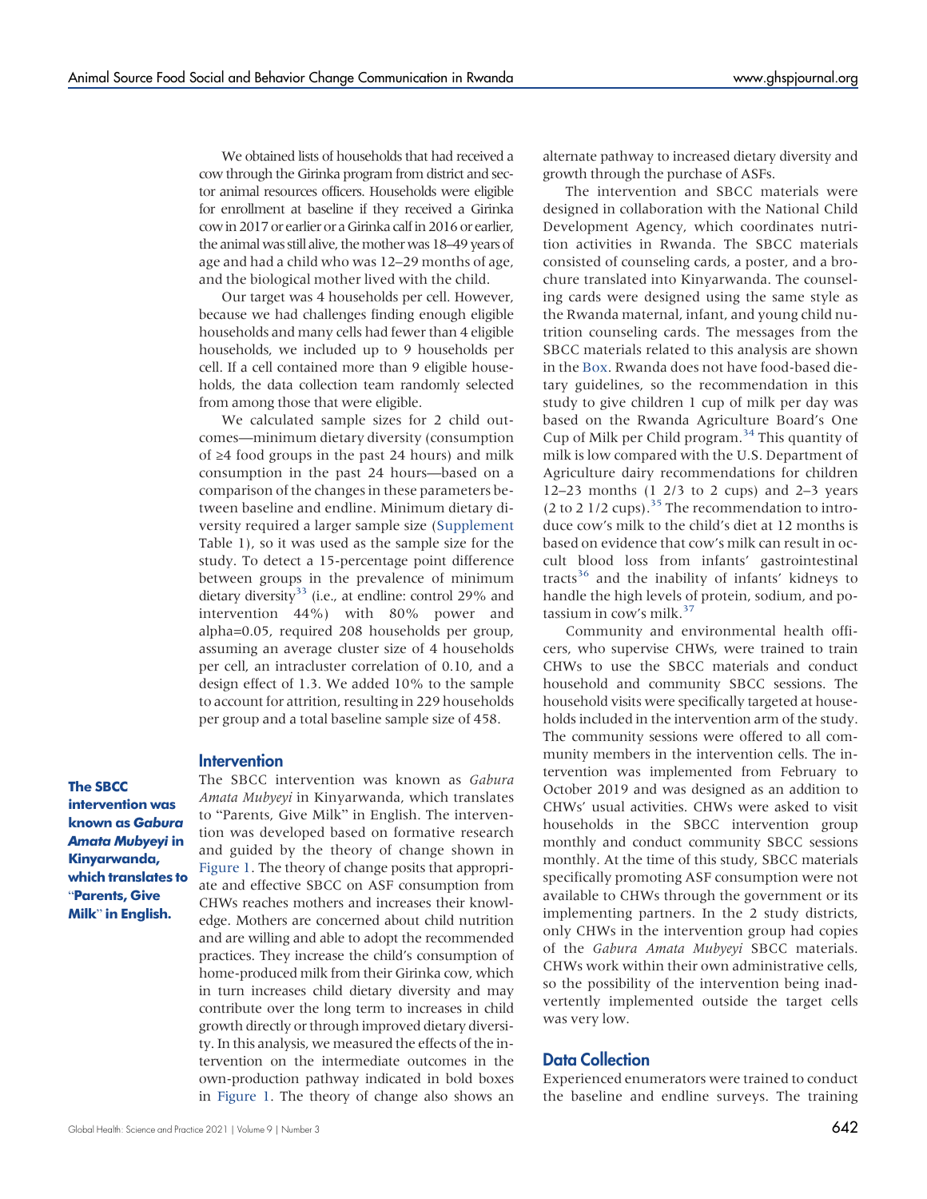We obtained lists of households that had received a cow through the Girinka program from district and sector animal resources officers. Households were eligible for enrollment at baseline if they received a Girinka cow in 2017 or earlier or a Girinka calf in 2016 or earlier, the animal was still alive, the mother was 18–49 years of age and had a child who was 12–29 months of age, and the biological mother lived with the child.

Our target was 4 households per cell. However, because we had challenges finding enough eligible households and many cells had fewer than 4 eligible households, we included up to 9 households per cell. If a cell contained more than 9 eligible households, the data collection team randomly selected from among those that were eligible.

We calculated sample sizes for 2 child outcomes—minimum dietary diversity (consumption of ≥4 food groups in the past 24 hours) and milk consumption in the past 24 hours—based on a comparison of the changes in these parameters between baseline and endline. Minimum dietary diversity required a larger sample size (Supplement Table 1), so it was used as the sample size for the study. To detect a 15-percentage point difference between groups in the prevalence of minimum dietary diversity[33] (i.e., at endline: control 29% and intervention 44%) with 80% power and alpha=0.05, required 208 households per group, assuming an average cluster size of 4 households per cell, an intracluster correlation of 0.10, and a design effect of 1.3. We added 10% to the sample to account for attrition, resulting in 229 households per group and a total baseline sample size of 458.

## Intervention

**The SBCC intervention was known as *Gabura Amata Mubyeyi* in Kinyarwanda, which translates to "Parents, Give Milk" in English.**

The SBCC intervention was known as *Gabura Amata Mubyeyi* in Kinyarwanda, which translates to "Parents, Give Milk" in English. The intervention was developed based on formative research and guided by the theory of change shown in Figure 1. The theory of change posits that appropriate and effective SBCC on ASF consumption from CHWs reaches mothers and increases their knowledge. Mothers are concerned about child nutrition and are willing and able to adopt the recommended practices. They increase the child's consumption of home-produced milk from their Girinka cow, which in turn increases child dietary diversity and may contribute over the long term to increases in child growth directly or through improved dietary diversity. In this analysis, we measured the effects of the intervention on the intermediate outcomes in the own-production pathway indicated in bold boxes in Figure 1. The theory of change also shows an alternate pathway to increased dietary diversity and growth through the purchase of ASFs.

The intervention and SBCC materials were designed in collaboration with the National Child Development Agency, which coordinates nutrition activities in Rwanda. The SBCC materials consisted of counseling cards, a poster, and a brochure translated into Kinyarwanda. The counseling cards were designed using the same style as the Rwanda maternal, infant, and young child nutrition counseling cards. The messages from the SBCC materials related to this analysis are shown in the Box. Rwanda does not have food-based dietary guidelines, so the recommendation in this study to give children 1 cup of milk per day was based on the Rwanda Agriculture Board's One Cup of Milk per Child program.[34] This quantity of milk is low compared with the U.S. Department of Agriculture dairy recommendations for children 12–23 months (1 2/3 to 2 cups) and 2–3 years (2 to 2 1/2 cups).[35] The recommendation to introduce cow's milk to the child's diet at 12 months is based on evidence that cow's milk can result in occult blood loss from infants' gastrointestinal tracts[36] and the inability of infants' kidneys to handle the high levels of protein, sodium, and potassium in cow's milk.[37]

Community and environmental health officers, who supervise CHWs, were trained to train CHWs to use the SBCC materials and conduct household and community SBCC sessions. The household visits were specifically targeted at households included in the intervention arm of the study. The community sessions were offered to all community members in the intervention cells. The intervention was implemented from February to October 2019 and was designed as an addition to CHWs' usual activities. CHWs were asked to visit households in the SBCC intervention group monthly and conduct community SBCC sessions monthly. At the time of this study, SBCC materials specifically promoting ASF consumption were not available to CHWs through the government or its implementing partners. In the 2 study districts, only CHWs in the intervention group had copies of the *Gabura Amata Mubyeyi* SBCC materials. CHWs work within their own administrative cells, so the possibility of the intervention being inadvertently implemented outside the target cells was very low.

## Data Collection

Experienced enumerators were trained to conduct the baseline and endline surveys. The training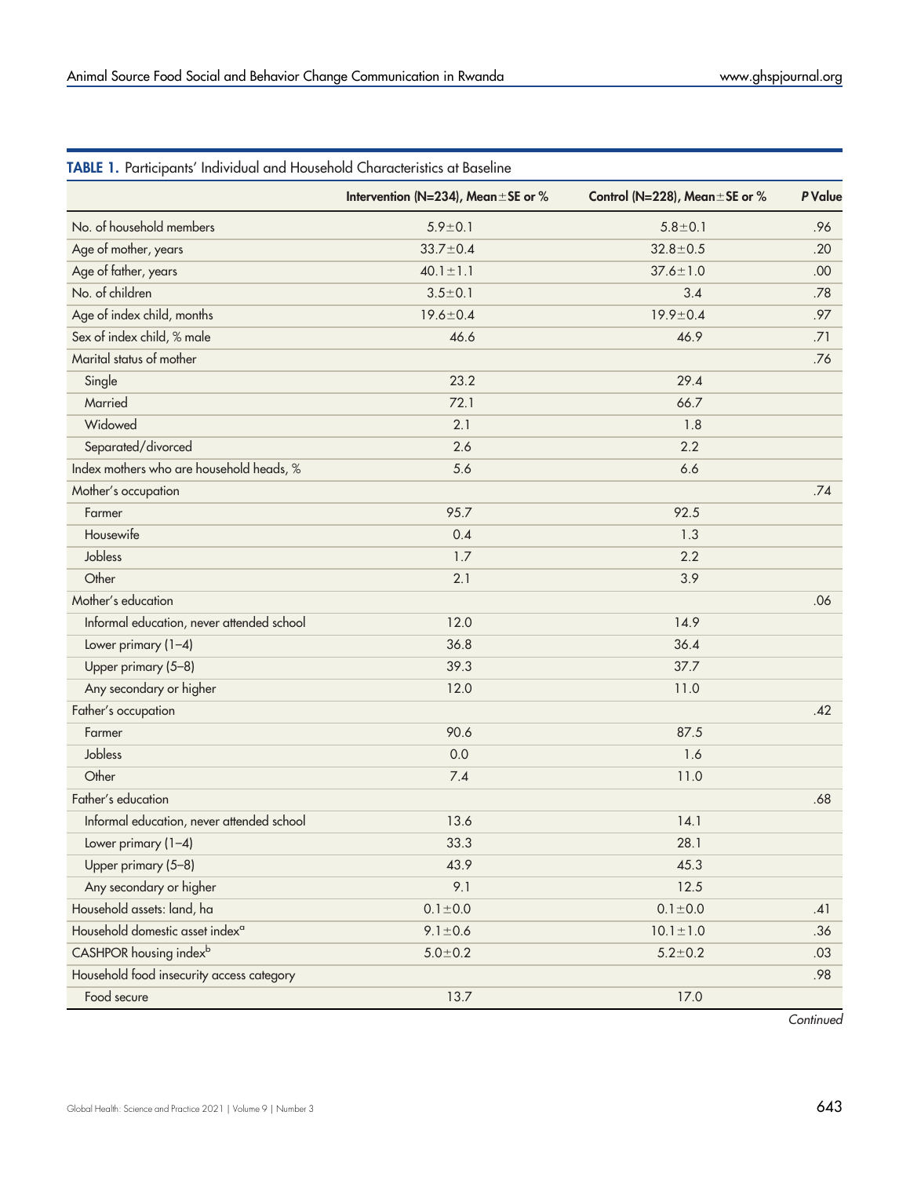**TABLE 1.** Participants' Individual and Household Characteristics at Baseline

| | Intervention (N=234), Mean±SE or % | Control (N=228), Mean±SE or % | *P* Value |
|---|---|---|---|
| No. of household members | 5.9±0.1 | 5.8±0.1 | .96 |
| Age of mother, years | 33.7±0.4 | 32.8±0.5 | .20 |
| Age of father, years | 40.1±1.1 | 37.6±1.0 | .00 |
| No. of children | 3.5±0.1 | 3.4 | .78 |
| Age of index child, months | 19.6±0.4 | 19.9±0.4 | .97 |
| Sex of index child, % male | 46.6 | 46.9 | .71 |
| Marital status of mother | | | .76 |
| Single | 23.2 | 29.4 | |
| Married | 72.1 | 66.7 | |
| Widowed | 2.1 | 1.8 | |
| Separated/divorced | 2.6 | 2.2 | |
| Index mothers who are household heads, % | 5.6 | 6.6 | |
| Mother's occupation | | | .74 |
| Farmer | 95.7 | 92.5 | |
| Housewife | 0.4 | 1.3 | |
| Jobless | 1.7 | 2.2 | |
| Other | 2.1 | 3.9 | |
| Mother's education | | | .06 |
| Informal education, never attended school | 12.0 | 14.9 | |
| Lower primary (1–4) | 36.8 | 36.4 | |
| Upper primary (5–8) | 39.3 | 37.7 | |
| Any secondary or higher | 12.0 | 11.0 | |
| Father's occupation | | | .42 |
| Farmer | 90.6 | 87.5 | |
| Jobless | 0.0 | 1.6 | |
| Other | 7.4 | 11.0 | |
| Father's education | | | .68 |
| Informal education, never attended school | 13.6 | 14.1 | |
| Lower primary (1–4) | 33.3 | 28.1 | |
| Upper primary (5–8) | 43.9 | 45.3 | |
| Any secondary or higher | 9.1 | 12.5 | |
| Household assets: land, ha | 0.1±0.0 | 0.1±0.0 | .41 |
| Household domestic asset index[a] | 9.1±0.6 | 10.1±1.0 | .36 |
| CASHPOR housing index[b] | 5.0±0.2 | 5.2±0.2 | .03 |
| Household food insecurity access category | | | .98 |
| Food secure | 13.7 | 17.0 | |

*Continued*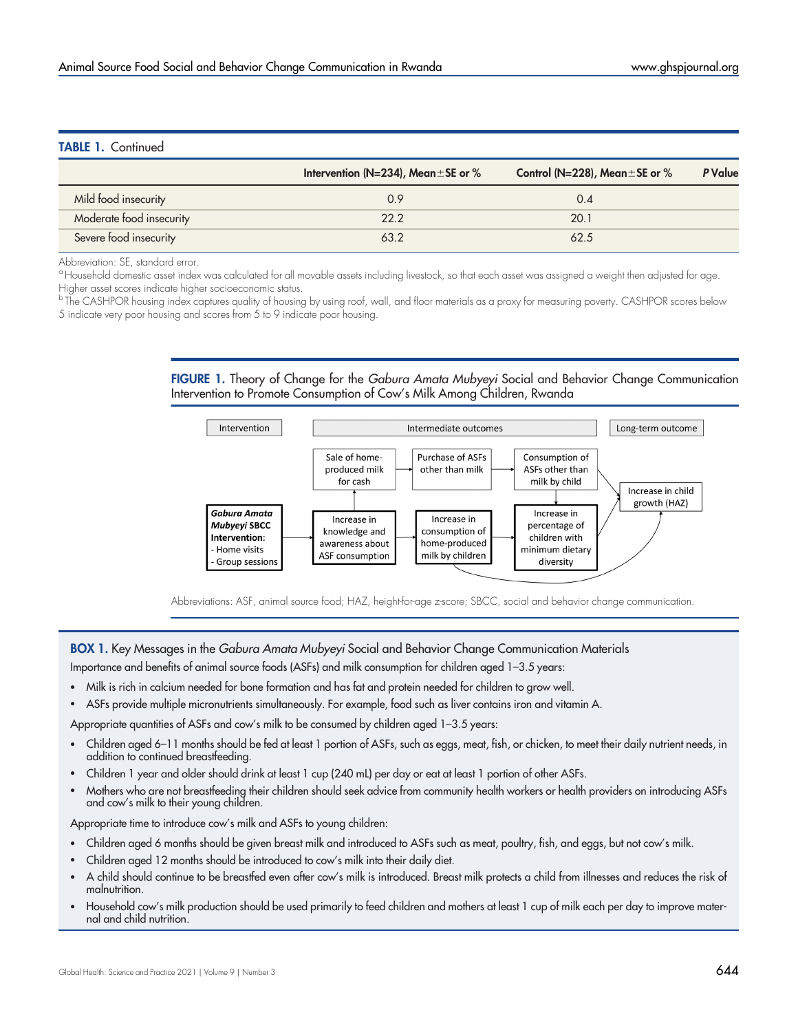**TABLE 1.** Continued

| | Intervention (N=234), Mean±SE or % | Control (N=228), Mean±SE or % | *P* Value |
|---|---|---|---|
| Mild food insecurity | 0.9 | 0.4 | |
| Moderate food insecurity | 22.2 | 20.1 | |
| Severe food insecurity | 63.2 | 62.5 | |

Abbreviation: SE, standard error.

[a] Household domestic asset index was calculated for all movable assets including livestock, so that each asset was assigned a weight then adjusted for age. Higher asset scores indicate higher socioeconomic status.

[b] The CASHPOR housing index captures quality of housing by using roof, wall, and floor materials as a proxy for measuring poverty. CASHPOR scores below 5 indicate very poor housing and scores from 5 to 9 indicate poor housing.

**FIGURE 1.** Theory of Change for the *Gabura Amata Mubyeyi* Social and Behavior Change Communication Intervention to Promote Consumption of Cow's Milk Among Children, Rwanda

| Intervention | Intermediate outcomes | | | Long-term outcome |
|---|---|---|---|---|
| | Sale of home-produced milk for cash | Purchase of ASFs other than milk | Consumption of ASFs other than milk by child | Increase in child growth (HAZ) |
| ***Gabura Amata Mubyeyi* SBCC Intervention:** - Home visits - Group sessions | Increase in knowledge and awareness about ASF consumption | Increase in consumption of home-produced milk by children | Increase in percentage of children with minimum dietary diversity | |

Abbreviations: ASF, animal source food; HAZ, height-for-age z-score; SBCC, social and behavior change communication.

**BOX 1.** Key Messages in the *Gabura Amata Mubyeyi* Social and Behavior Change Communication Materials

Importance and benefits of animal source foods (ASFs) and milk consumption for children aged 1–3.5 years:

- Milk is rich in calcium needed for bone formation and has fat and protein needed for children to grow well.
- ASFs provide multiple micronutrients simultaneously. For example, food such as liver contains iron and vitamin A.

Appropriate quantities of ASFs and cow's milk to be consumed by children aged 1–3.5 years:

- Children aged 6–11 months should be fed at least 1 portion of ASFs, such as eggs, meat, fish, or chicken, to meet their daily nutrient needs, in addition to continued breastfeeding.
- Children 1 year and older should drink at least 1 cup (240 mL) per day or eat at least 1 portion of other ASFs.
- Mothers who are not breastfeeding their children should seek advice from community health workers or health providers on introducing ASFs and cow's milk to their young children.

Appropriate time to introduce cow's milk and ASFs to young children:

- Children aged 6 months should be given breast milk and introduced to ASFs such as meat, poultry, fish, and eggs, but not cow's milk.
- Children aged 12 months should be introduced to cow's milk into their daily diet.
- A child should continue to be breastfed even after cow's milk is introduced. Breast milk protects a child from illnesses and reduces the risk of malnutrition.
- Household cow's milk production should be used primarily to feed children and mothers at least 1 cup of milk each per day to improve maternal and child nutrition.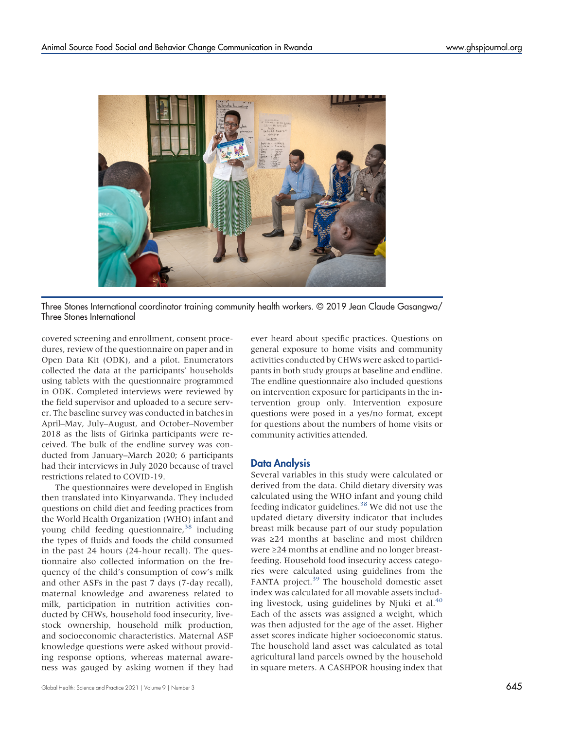Three Stones International coordinator training community health workers. © 2019 Jean Claude Gasangwa/ Three Stones International

covered screening and enrollment, consent procedures, review of the questionnaire on paper and in Open Data Kit (ODK), and a pilot. Enumerators collected the data at the participants' households using tablets with the questionnaire programmed in ODK. Completed interviews were reviewed by the field supervisor and uploaded to a secure server. The baseline survey was conducted in batches in April–May, July–August, and October–November 2018 as the lists of Girinka participants were received. The bulk of the endline survey was conducted from January–March 2020; 6 participants had their interviews in July 2020 because of travel restrictions related to COVID-19.

The questionnaires were developed in English then translated into Kinyarwanda. They included questions on child diet and feeding practices from the World Health Organization (WHO) infant and young child feeding questionnaire,[38] including the types of fluids and foods the child consumed in the past 24 hours (24-hour recall). The questionnaire also collected information on the frequency of the child's consumption of cow's milk and other ASFs in the past 7 days (7-day recall), maternal knowledge and awareness related to milk, participation in nutrition activities conducted by CHWs, household food insecurity, livestock ownership, household milk production, and socioeconomic characteristics. Maternal ASF knowledge questions were asked without providing response options, whereas maternal awareness was gauged by asking women if they had ever heard about specific practices. Questions on general exposure to home visits and community activities conducted by CHWs were asked to participants in both study groups at baseline and endline. The endline questionnaire also included questions on intervention exposure for participants in the intervention group only. Intervention exposure questions were posed in a yes/no format, except for questions about the numbers of home visits or community activities attended.

## Data Analysis

Several variables in this study were calculated or derived from the data. Child dietary diversity was calculated using the WHO infant and young child feeding indicator guidelines.[38] We did not use the updated dietary diversity indicator that includes breast milk because part of our study population was ≥24 months at baseline and most children were ≥24 months at endline and no longer breastfeeding. Household food insecurity access categories were calculated using guidelines from the FANTA project.[39] The household domestic asset index was calculated for all movable assets including livestock, using guidelines by Njuki et al.[40] Each of the assets was assigned a weight, which was then adjusted for the age of the asset. Higher asset scores indicate higher socioeconomic status. The household land asset was calculated as total agricultural land parcels owned by the household in square meters. A CASHPOR housing index that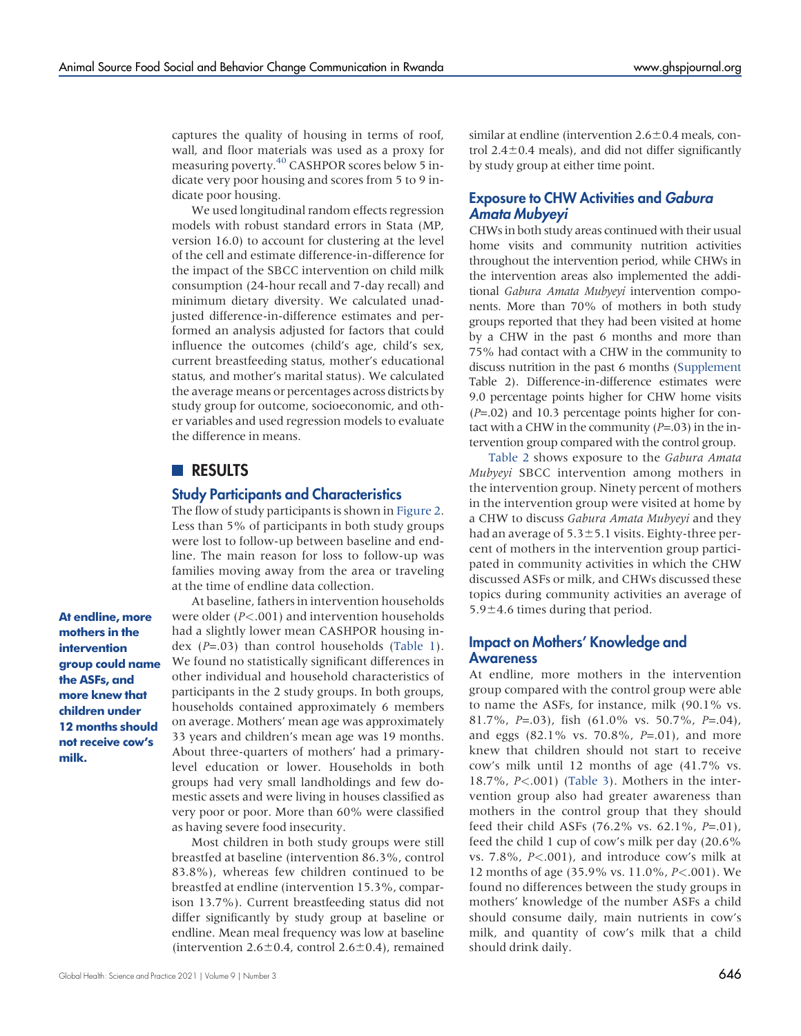captures the quality of housing in terms of roof, wall, and floor materials was used as a proxy for measuring poverty.[40] CASHPOR scores below 5 indicate very poor housing and scores from 5 to 9 indicate poor housing.

We used longitudinal random effects regression models with robust standard errors in Stata (MP, version 16.0) to account for clustering at the level of the cell and estimate difference-in-difference for the impact of the SBCC intervention on child milk consumption (24-hour recall and 7-day recall) and minimum dietary diversity. We calculated unadjusted difference-in-difference estimates and performed an analysis adjusted for factors that could influence the outcomes (child's age, child's sex, current breastfeeding status, mother's educational status, and mother's marital status). We calculated the average means or percentages across districts by study group for outcome, socioeconomic, and other variables and used regression models to evaluate the difference in means.

## RESULTS

### Study Participants and Characteristics

The flow of study participants is shown in Figure 2. Less than 5% of participants in both study groups were lost to follow-up between baseline and endline. The main reason for loss to follow-up was families moving away from the area or traveling at the time of endline data collection.

**At endline, more mothers in the intervention group could name the ASFs, and more knew that children under 12 months should not receive cow's milk.**

At baseline, fathers in intervention households were older ($P<.001$) and intervention households had a slightly lower mean CASHPOR housing index ($P=.03$) than control households (Table 1). We found no statistically significant differences in other individual and household characteristics of participants in the 2 study groups. In both groups, households contained approximately 6 members on average. Mothers' mean age was approximately 33 years and children's mean age was 19 months. About three-quarters of mothers' had a primary-level education or lower. Households in both groups had very small landholdings and few domestic assets and were living in houses classified as very poor or poor. More than 60% were classified as having severe food insecurity.

Most children in both study groups were still breastfed at baseline (intervention 86.3%, control 83.8%), whereas few children continued to be breastfed at endline (intervention 15.3%, comparison 13.7%). Current breastfeeding status did not differ significantly by study group at baseline or endline. Mean meal frequency was low at baseline (intervention 2.6±0.4, control 2.6±0.4), remained similar at endline (intervention 2.6±0.4 meals, control 2.4±0.4 meals), and did not differ significantly by study group at either time point.

### Exposure to CHW Activities and *Gabura Amata Mubyeyi*

CHWs in both study areas continued with their usual home visits and community nutrition activities throughout the intervention period, while CHWs in the intervention areas also implemented the additional *Gabura Amata Mubyeyi* intervention components. More than 70% of mothers in both study groups reported that they had been visited at home by a CHW in the past 6 months and more than 75% had contact with a CHW in the community to discuss nutrition in the past 6 months (Supplement Table 2). Difference-in-difference estimates were 9.0 percentage points higher for CHW home visits ($P=.02$) and 10.3 percentage points higher for contact with a CHW in the community ($P=.03$) in the intervention group compared with the control group.

Table 2 shows exposure to the *Gabura Amata Mubyeyi* SBCC intervention among mothers in the intervention group. Ninety percent of mothers in the intervention group were visited at home by a CHW to discuss *Gabura Amata Mubyeyi* and they had an average of 5.3±5.1 visits. Eighty-three percent of mothers in the intervention group participated in community activities in which the CHW discussed ASFs or milk, and CHWs discussed these topics during community activities an average of 5.9±4.6 times during that period.

### Impact on Mothers' Knowledge and Awareness

At endline, more mothers in the intervention group compared with the control group were able to name the ASFs, for instance, milk (90.1% vs. 81.7%, $P=.03$), fish (61.0% vs. 50.7%, $P=.04$), and eggs (82.1% vs. 70.8%, $P=.01$), and more knew that children should not start to receive cow's milk until 12 months of age (41.7% vs. 18.7%, $P<.001$) (Table 3). Mothers in the intervention group also had greater awareness than mothers in the control group that they should feed their child ASFs (76.2% vs. 62.1%, $P=.01$), feed the child 1 cup of cow's milk per day (20.6% vs. 7.8%, $P<.001$), and introduce cow's milk at 12 months of age (35.9% vs. 11.0%, $P<.001$). We found no differences between the study groups in mothers' knowledge of the number ASFs a child should consume daily, main nutrients in cow's milk, and quantity of cow's milk that a child should drink daily.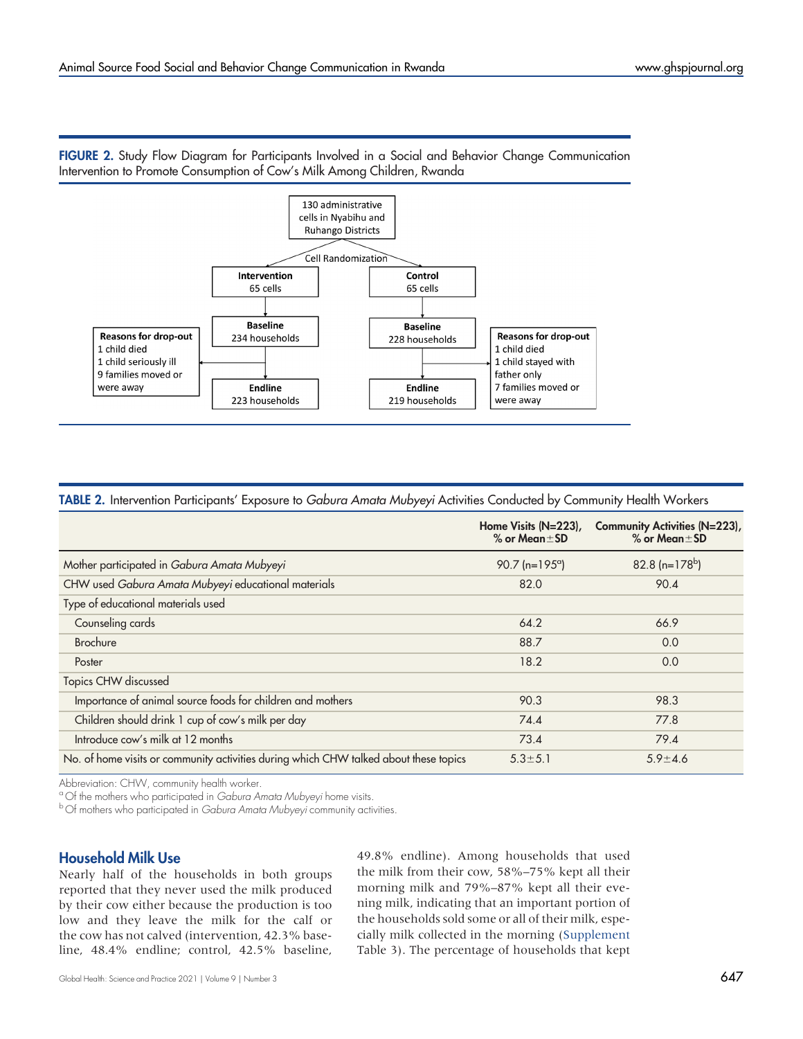**FIGURE 2.** Study Flow Diagram for Participants Involved in a Social and Behavior Change Communication Intervention to Promote Consumption of Cow's Milk Among Children, Rwanda

130 administrative cells in Nyabihu and Ruhango Districts

Cell Randomization

**Intervention** 65 cells

**Control** 65 cells

**Baseline** 234 households

**Baseline** 228 households

**Reasons for drop-out**
1 child died
1 child seriously ill
9 families moved or were away

**Reasons for drop-out**
1 child died
1 child stayed with father only
7 families moved or were away

**Endline** 223 households

**Endline** 219 households

**TABLE 2.** Intervention Participants' Exposure to *Gabura Amata Mubyeyi* Activities Conducted by Community Health Workers

| | Home Visits (N=223), % or Mean±SD | Community Activities (N=223), % or Mean±SD |
|---|---|---|
| Mother participated in *Gabura Amata Mubyeyi* | 90.7 (n=195[a]) | 82.8 (n=178[b]) |
| CHW used *Gabura Amata Mubyeyi* educational materials | 82.0 | 90.4 |
| Type of educational materials used | | |
| Counseling cards | 64.2 | 66.9 |
| Brochure | 88.7 | 0.0 |
| Poster | 18.2 | 0.0 |
| Topics CHW discussed | | |
| Importance of animal source foods for children and mothers | 90.3 | 98.3 |
| Children should drink 1 cup of cow's milk per day | 74.4 | 77.8 |
| Introduce cow's milk at 12 months | 73.4 | 79.4 |
| No. of home visits or community activities during which CHW talked about these topics | 5.3±5.1 | 5.9±4.6 |

Abbreviation: CHW, community health worker.
[a] Of the mothers who participated in *Gabura Amata Mubyeyi* home visits.
[b] Of mothers who participated in *Gabura Amata Mubyeyi* community activities.

## Household Milk Use

Nearly half of the households in both groups reported that they never used the milk produced by their cow either because the production is too low and they leave the milk for the calf or the cow has not calved (intervention, 42.3% baseline, 48.4% endline; control, 42.5% baseline, 49.8% endline). Among households that used the milk from their cow, 58%–75% kept all their morning milk and 79%–87% kept all their evening milk, indicating that an important portion of the households sold some or all of their milk, especially milk collected in the morning (Supplement Table 3). The percentage of households that kept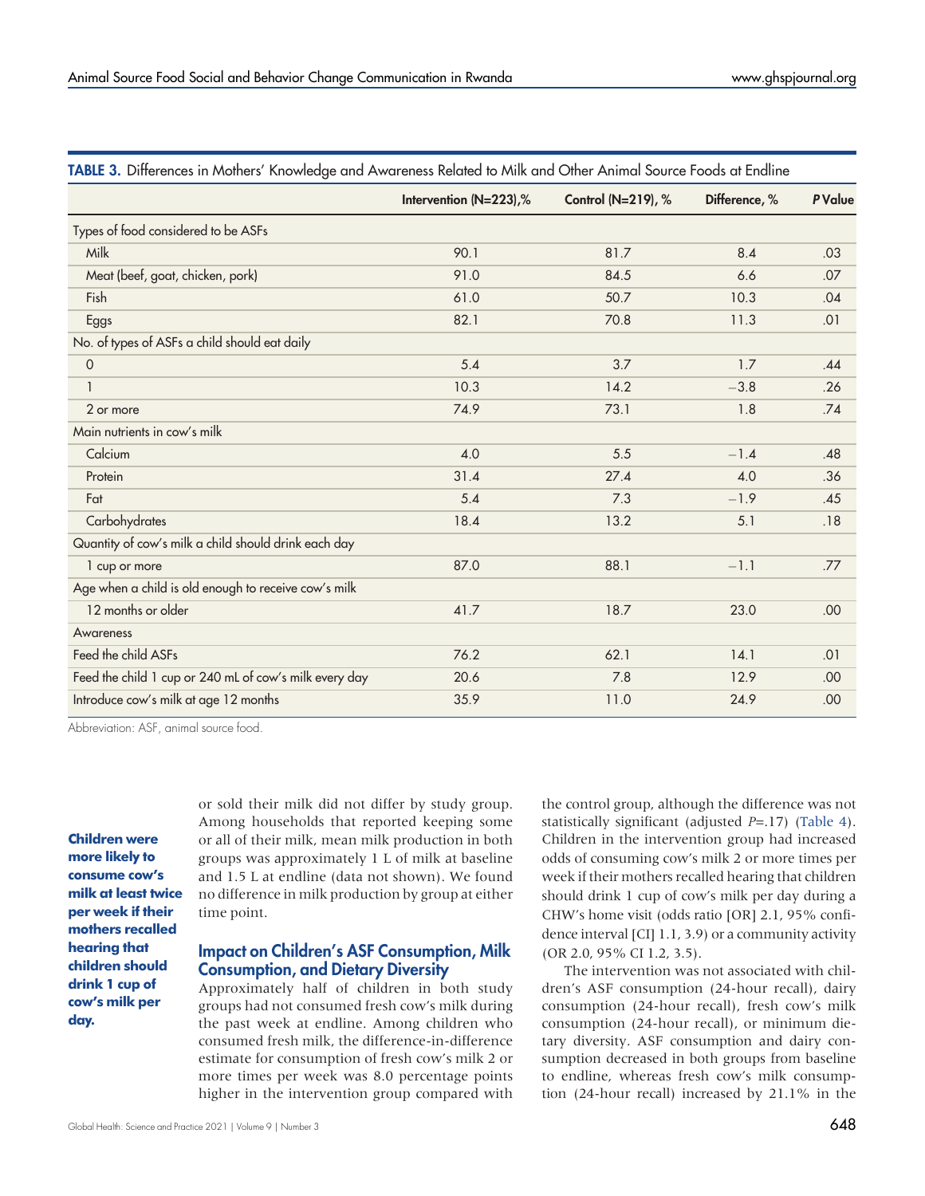**TABLE 3.** Differences in Mothers' Knowledge and Awareness Related to Milk and Other Animal Source Foods at Endline

| | Intervention (N=223),% | Control (N=219), % | Difference, % | *P* Value |
|---|---|---|---|---|
| Types of food considered to be ASFs | | | | |
| Milk | 90.1 | 81.7 | 8.4 | .03 |
| Meat (beef, goat, chicken, pork) | 91.0 | 84.5 | 6.6 | .07 |
| Fish | 61.0 | 50.7 | 10.3 | .04 |
| Eggs | 82.1 | 70.8 | 11.3 | .01 |
| No. of types of ASFs a child should eat daily | | | | |
| 0 | 5.4 | 3.7 | 1.7 | .44 |
| 1 | 10.3 | 14.2 | −3.8 | .26 |
| 2 or more | 74.9 | 73.1 | 1.8 | .74 |
| Main nutrients in cow's milk | | | | |
| Calcium | 4.0 | 5.5 | −1.4 | .48 |
| Protein | 31.4 | 27.4 | 4.0 | .36 |
| Fat | 5.4 | 7.3 | −1.9 | .45 |
| Carbohydrates | 18.4 | 13.2 | 5.1 | .18 |
| Quantity of cow's milk a child should drink each day | | | | |
| 1 cup or more | 87.0 | 88.1 | −1.1 | .77 |
| Age when a child is old enough to receive cow's milk | | | | |
| 12 months or older | 41.7 | 18.7 | 23.0 | .00 |
| Awareness | | | | |
| Feed the child ASFs | 76.2 | 62.1 | 14.1 | .01 |
| Feed the child 1 cup or 240 mL of cow's milk every day | 20.6 | 7.8 | 12.9 | .00 |
| Introduce cow's milk at age 12 months | 35.9 | 11.0 | 24.9 | .00 |

Abbreviation: ASF, animal source food.

or sold their milk did not differ by study group. Among households that reported keeping some or all of their milk, mean milk production in both groups was approximately 1 L of milk at baseline and 1.5 L at endline (data not shown). We found no difference in milk production by group at either time point.

**Children were more likely to consume cow's milk at least twice per week if their mothers recalled hearing that children should drink 1 cup of cow's milk per day.**

## Impact on Children's ASF Consumption, Milk Consumption, and Dietary Diversity

Approximately half of children in both study groups had not consumed fresh cow's milk during the past week at endline. Among children who consumed fresh milk, the difference-in-difference estimate for consumption of fresh cow's milk 2 or more times per week was 8.0 percentage points higher in the intervention group compared with the control group, although the difference was not statistically significant (adjusted *P*=.17) (Table 4). Children in the intervention group had increased odds of consuming cow's milk 2 or more times per week if their mothers recalled hearing that children should drink 1 cup of cow's milk per day during a CHW's home visit (odds ratio [OR] 2.1, 95% confidence interval [CI] 1.1, 3.9) or a community activity (OR 2.0, 95% CI 1.2, 3.5).

The intervention was not associated with children's ASF consumption (24-hour recall), dairy consumption (24-hour recall), fresh cow's milk consumption (24-hour recall), or minimum dietary diversity. ASF consumption and dairy consumption decreased in both groups from baseline to endline, whereas fresh cow's milk consumption (24-hour recall) increased by 21.1% in the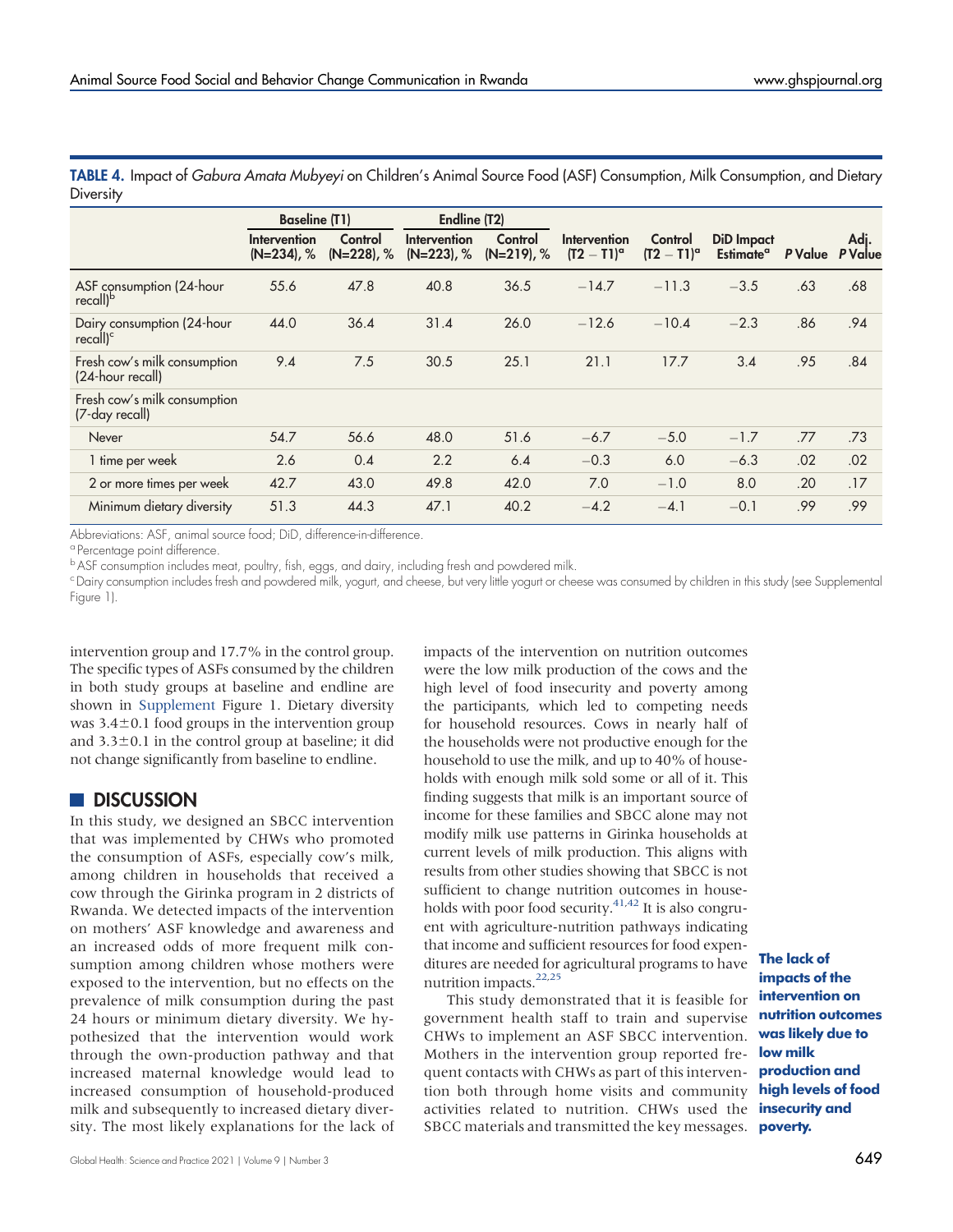**TABLE 4.** Impact of *Gabura Amata Mubyeyi* on Children's Animal Source Food (ASF) Consumption, Milk Consumption, and Dietary Diversity

| | Baseline (T1) | | Endline (T2) | | | | | | |
|---|---|---|---|---|---|---|---|---|---|
| | Intervention (N=234), % | Control (N=228), % | Intervention (N=223), % | Control (N=219), % | Intervention (T2 − T1)[a] | Control (T2 − T1)[a] | DiD Impact Estimate[a] | P Value | Adj. P Value |
| ASF consumption (24-hour recall)[b] | 55.6 | 47.8 | 40.8 | 36.5 | −14.7 | −11.3 | −3.5 | .63 | .68 |
| Dairy consumption (24-hour recall)[c] | 44.0 | 36.4 | 31.4 | 26.0 | −12.6 | −10.4 | −2.3 | .86 | .94 |
| Fresh cow's milk consumption (24-hour recall) | 9.4 | 7.5 | 30.5 | 25.1 | 21.1 | 17.7 | 3.4 | .95 | .84 |
| Fresh cow's milk consumption (7-day recall) | | | | | | | | | |
| Never | 54.7 | 56.6 | 48.0 | 51.6 | −6.7 | −5.0 | −1.7 | .77 | .73 |
| 1 time per week | 2.6 | 0.4 | 2.2 | 6.4 | −0.3 | 6.0 | −6.3 | .02 | .02 |
| 2 or more times per week | 42.7 | 43.0 | 49.8 | 42.0 | 7.0 | −1.0 | 8.0 | .20 | .17 |
| Minimum dietary diversity | 51.3 | 44.3 | 47.1 | 40.2 | −4.2 | −4.1 | −0.1 | .99 | .99 |

Abbreviations: ASF, animal source food; DiD, difference-in-difference.

[a] Percentage point difference.

[b] ASF consumption includes meat, poultry, fish, eggs, and dairy, including fresh and powdered milk.

[c] Dairy consumption includes fresh and powdered milk, yogurt, and cheese, but very little yogurt or cheese was consumed by children in this study (see Supplemental Figure 1).

intervention group and 17.7% in the control group. The specific types of ASFs consumed by the children in both study groups at baseline and endline are shown in Supplement Figure 1. Dietary diversity was 3.4±0.1 food groups in the intervention group and 3.3±0.1 in the control group at baseline; it did not change significantly from baseline to endline.

## DISCUSSION

In this study, we designed an SBCC intervention that was implemented by CHWs who promoted the consumption of ASFs, especially cow's milk, among children in households that received a cow through the Girinka program in 2 districts of Rwanda. We detected impacts of the intervention on mothers' ASF knowledge and awareness and an increased odds of more frequent milk consumption among children whose mothers were exposed to the intervention, but no effects on the prevalence of milk consumption during the past 24 hours or minimum dietary diversity. We hypothesized that the intervention would work through the own-production pathway and that increased maternal knowledge would lead to increased consumption of household-produced milk and subsequently to increased dietary diversity. The most likely explanations for the lack of impacts of the intervention on nutrition outcomes were the low milk production of the cows and the high level of food insecurity and poverty among the participants, which led to competing needs for household resources. Cows in nearly half of the households were not productive enough for the household to use the milk, and up to 40% of households with enough milk sold some or all of it. This finding suggests that milk is an important source of income for these families and SBCC alone may not modify milk use patterns in Girinka households at current levels of milk production. This aligns with results from other studies showing that SBCC is not sufficient to change nutrition outcomes in households with poor food security.[41,42] It is also congruent with agriculture-nutrition pathways indicating that income and sufficient resources for food expenditures are needed for agricultural programs to have nutrition impacts.[22,25]

**The lack of impacts of the intervention on nutrition outcomes was likely due to low milk production and high levels of food insecurity and poverty.**

This study demonstrated that it is feasible for government health staff to train and supervise CHWs to implement an ASF SBCC intervention. Mothers in the intervention group reported frequent contacts with CHWs as part of this intervention both through home visits and community activities related to nutrition. CHWs used the SBCC materials and transmitted the key messages.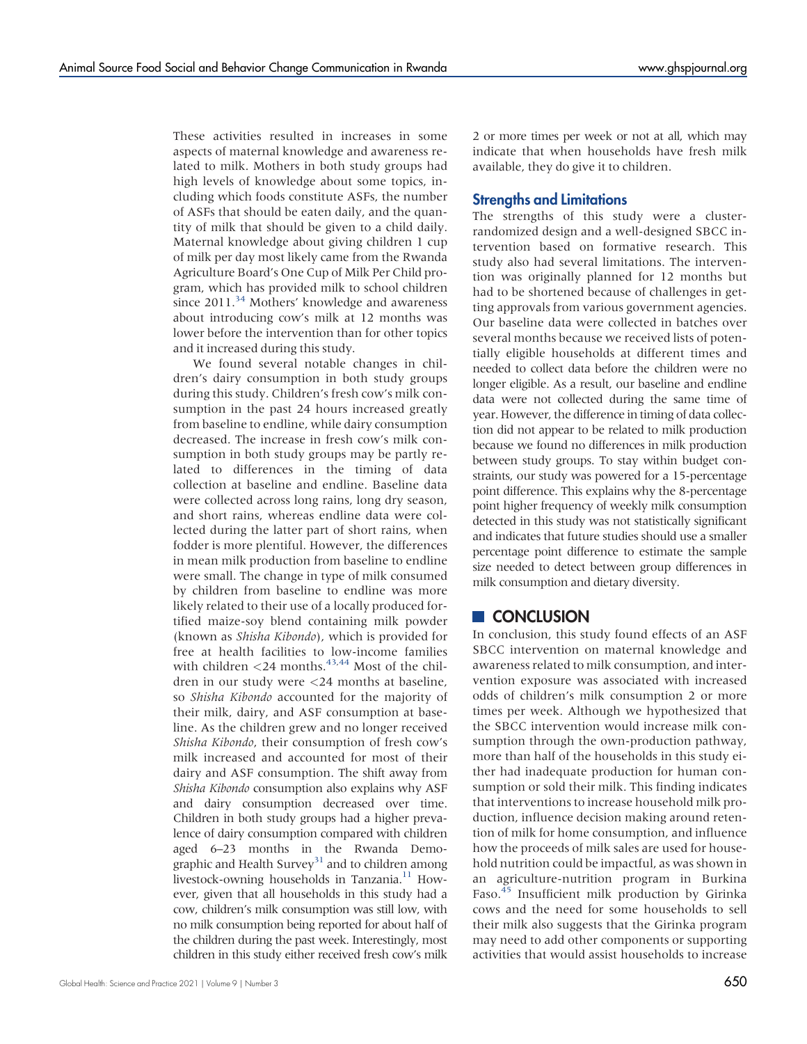These activities resulted in increases in some aspects of maternal knowledge and awareness related to milk. Mothers in both study groups had high levels of knowledge about some topics, including which foods constitute ASFs, the number of ASFs that should be eaten daily, and the quantity of milk that should be given to a child daily. Maternal knowledge about giving children 1 cup of milk per day most likely came from the Rwanda Agriculture Board's One Cup of Milk Per Child program, which has provided milk to school children since 2011.[34] Mothers' knowledge and awareness about introducing cow's milk at 12 months was lower before the intervention than for other topics and it increased during this study.

We found several notable changes in children's dairy consumption in both study groups during this study. Children's fresh cow's milk consumption in the past 24 hours increased greatly from baseline to endline, while dairy consumption decreased. The increase in fresh cow's milk consumption in both study groups may be partly related to differences in the timing of data collection at baseline and endline. Baseline data were collected across long rains, long dry season, and short rains, whereas endline data were collected during the latter part of short rains, when fodder is more plentiful. However, the differences in mean milk production from baseline to endline were small. The change in type of milk consumed by children from baseline to endline was more likely related to their use of a locally produced fortified maize-soy blend containing milk powder (known as *Shisha Kibondo*), which is provided for free at health facilities to low-income families with children <24 months.[43,44] Most of the children in our study were <24 months at baseline, so *Shisha Kibondo* accounted for the majority of their milk, dairy, and ASF consumption at baseline. As the children grew and no longer received *Shisha Kibondo*, their consumption of fresh cow's milk increased and accounted for most of their dairy and ASF consumption. The shift away from *Shisha Kibondo* consumption also explains why ASF and dairy consumption decreased over time. Children in both study groups had a higher prevalence of dairy consumption compared with children aged 6–23 months in the Rwanda Demographic and Health Survey[31] and to children among livestock-owning households in Tanzania.[11] However, given that all households in this study had a cow, children's milk consumption was still low, with no milk consumption being reported for about half of the children during the past week. Interestingly, most children in this study either received fresh cow's milk 2 or more times per week or not at all, which may indicate that when households have fresh milk available, they do give it to children.

### Strengths and Limitations

The strengths of this study were a cluster-randomized design and a well-designed SBCC intervention based on formative research. This study also had several limitations. The intervention was originally planned for 12 months but had to be shortened because of challenges in getting approvals from various government agencies. Our baseline data were collected in batches over several months because we received lists of potentially eligible households at different times and needed to collect data before the children were no longer eligible. As a result, our baseline and endline data were not collected during the same time of year. However, the difference in timing of data collection did not appear to be related to milk production because we found no differences in milk production between study groups. To stay within budget constraints, our study was powered for a 15-percentage point difference. This explains why the 8-percentage point higher frequency of weekly milk consumption detected in this study was not statistically significant and indicates that future studies should use a smaller percentage point difference to estimate the sample size needed to detect between group differences in milk consumption and dietary diversity.

## CONCLUSION

In conclusion, this study found effects of an ASF SBCC intervention on maternal knowledge and awareness related to milk consumption, and intervention exposure was associated with increased odds of children's milk consumption 2 or more times per week. Although we hypothesized that the SBCC intervention would increase milk consumption through the own-production pathway, more than half of the households in this study either had inadequate production for human consumption or sold their milk. This finding indicates that interventions to increase household milk production, influence decision making around retention of milk for home consumption, and influence how the proceeds of milk sales are used for household nutrition could be impactful, as was shown in an agriculture-nutrition program in Burkina Faso.[45] Insufficient milk production by Girinka cows and the need for some households to sell their milk also suggests that the Girinka program may need to add other components or supporting activities that would assist households to increase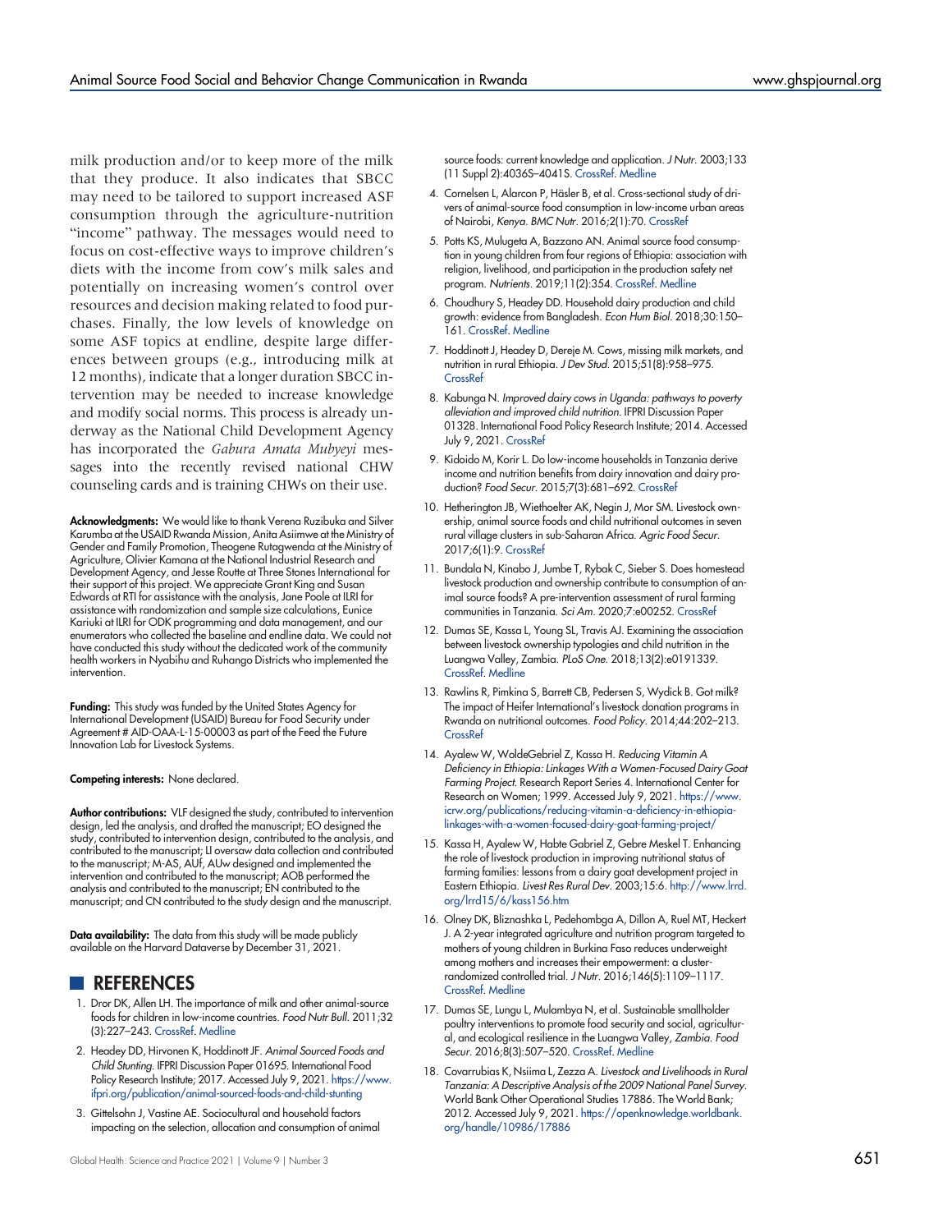milk production and/or to keep more of the milk that they produce. It also indicates that SBCC may need to be tailored to support increased ASF consumption through the agriculture-nutrition "income" pathway. The messages would need to focus on cost-effective ways to improve children's diets with the income from cow's milk sales and potentially on increasing women's control over resources and decision making related to food purchases. Finally, the low levels of knowledge on some ASF topics at endline, despite large differences between groups (e.g., introducing milk at 12 months), indicate that a longer duration SBCC intervention may be needed to increase knowledge and modify social norms. This process is already underway as the National Child Development Agency has incorporated the *Gabura Amata Mubyeyi* messages into the recently revised national CHW counseling cards and is training CHWs on their use.

**Acknowledgments:** We would like to thank Verena Ruzibuka and Silver Karumba at the USAID Rwanda Mission, Anita Asiimwe at the Ministry of Gender and Family Promotion, Theogene Rutagwenda at the Ministry of Agriculture, Olivier Kamana at the National Industrial Research and Development Agency, and Jesse Routte at Three Stones International for their support of this project. We appreciate Grant King and Susan Edwards at RTI for assistance with the analysis, Jane Poole at ILRI for assistance with randomization and sample size calculations, Eunice Kariuki at ILRI for ODK programming and data management, and our enumerators who collected the baseline and endline data. We could not have conducted this study without the dedicated work of the community health workers in Nyabihu and Ruhango Districts who implemented the intervention.

**Funding:** This study was funded by the United States Agency for International Development (USAID) Bureau for Food Security under Agreement # AID-OAA-L-15-00003 as part of the Feed the Future Innovation Lab for Livestock Systems.

**Competing interests:** None declared.

**Author contributions:** VLF designed the study, contributed to intervention design, led the analysis, and drafted the manuscript; EO designed the study, contributed to intervention design, contributed to the analysis, and contributed to the manuscript; LI oversaw data collection and contributed to the manuscript; M-AS, AUf, AUw designed and implemented the intervention and contributed to the manuscript; AOB performed the analysis and contributed to the manuscript; EN contributed to the manuscript; and CN contributed to the study design and the manuscript.

**Data availability:** The data from this study will be made publicly available on the Harvard Dataverse by December 31, 2021.

## REFERENCES

1. Dror DK, Allen LH. The importance of milk and other animal-source foods for children in low-income countries. *Food Nutr Bull.* 2011;32(3):227–243. CrossRef. Medline
2. Headey DD, Hirvonen K, Hoddinott JF. *Animal Sourced Foods and Child Stunting.* IFPRI Discussion Paper 01695. International Food Policy Research Institute; 2017. Accessed July 9, 2021. https://www.ifpri.org/publication/animal-sourced-foods-and-child-stunting
3. Gittelsohn J, Vastine AE. Sociocultural and household factors impacting on the selection, allocation and consumption of animal source foods: current knowledge and application. *J Nutr.* 2003;133(11 Suppl 2):4036S–4041S. CrossRef. Medline
4. Cornelsen L, Alarcon P, Häsler B, et al. Cross-sectional study of drivers of animal-source food consumption in low-income urban areas of Nairobi, *Kenya. BMC Nutr.* 2016;2(1):70. CrossRef
5. Potts KS, Mulugeta A, Bazzano AN. Animal source food consumption in young children from four regions of Ethiopia: association with religion, livelihood, and participation in the production safety net program. *Nutrients.* 2019;11(2):354. CrossRef. Medline
6. Choudhury S, Headey DD. Household dairy production and child growth: evidence from Bangladesh. *Econ Hum Biol.* 2018;30:150–161. CrossRef. Medline
7. Hoddinott J, Headey D, Dereje M. Cows, missing milk markets, and nutrition in rural Ethiopia. *J Dev Stud.* 2015;51(8):958–975. CrossRef
8. Kabunga N. *Improved dairy cows in Uganda: pathways to poverty alleviation and improved child nutrition.* IFPRI Discussion Paper 01328. International Food Policy Research Institute; 2014. Accessed July 9, 2021. CrossRef
9. Kidoido M, Korir L. Do low-income households in Tanzania derive income and nutrition benefits from dairy innovation and dairy production? *Food Secur.* 2015;7(3):681–692. CrossRef
10. Hetherington JB, Wiethoelter AK, Negin J, Mor SM. Livestock ownership, animal source foods and child nutritional outcomes in seven rural village clusters in sub-Saharan Africa. *Agric Food Secur.* 2017;6(1):9. CrossRef
11. Bundala N, Kinabo J, Jumbe T, Rybak C, Sieber S. Does homestead livestock production and ownership contribute to consumption of animal source foods? A pre-intervention assessment of rural farming communities in Tanzania. *Sci Am.* 2020;7:e00252. CrossRef
12. Dumas SE, Kassa L, Young SL, Travis AJ. Examining the association between livestock ownership typologies and child nutrition in the Luangwa Valley, Zambia. *PLoS One.* 2018;13(2):e0191339. CrossRef. Medline
13. Rawlins R, Pimkina S, Barrett CB, Pedersen S, Wydick B. Got milk? The impact of Heifer International's livestock donation programs in Rwanda on nutritional outcomes. *Food Policy.* 2014;44:202–213. CrossRef
14. Ayalew W, WoldeGebriel Z, Kassa H. *Reducing Vitamin A Deficiency in Ethiopia: Linkages With a Women-Focused Dairy Goat Farming Project.* Research Report Series 4. International Center for Research on Women; 1999. Accessed July 9, 2021. https://www.icrw.org/publications/reducing-vitamin-a-deficiency-in-ethiopia-linkages-with-a-women-focused-dairy-goat-farming-project/
15. Kassa H, Ayalew W, Habte Gabriel Z, Gebre Meskel T. Enhancing the role of livestock production in improving nutritional status of farming families: lessons from a dairy goat development project in Eastern Ethiopia. *Livest Res Rural Dev.* 2003;15:6. http://www.lrrd.org/lrrd15/6/kass156.htm
16. Olney DK, Bliznashka L, Pedehombga A, Dillon A, Ruel MT, Heckert J. A 2-year integrated agriculture and nutrition program targeted to mothers of young children in Burkina Faso reduces underweight among mothers and increases their empowerment: a cluster-randomized controlled trial. *J Nutr.* 2016;146(5):1109–1117. CrossRef. Medline
17. Dumas SE, Lungu L, Mulambya N, et al. Sustainable smallholder poultry interventions to promote food security and social, agricultural, and ecological resilience in the Luangwa Valley, *Zambia. Food Secur.* 2016;8(3):507–520. CrossRef. Medline
18. Covarrubias K, Nsiima L, Zezza A. *Livestock and Livelihoods in Rural Tanzania: A Descriptive Analysis of the 2009 National Panel Survey.* World Bank Other Operational Studies 17886. The World Bank; 2012. Accessed July 9, 2021. https://openknowledge.worldbank.org/handle/10986/17886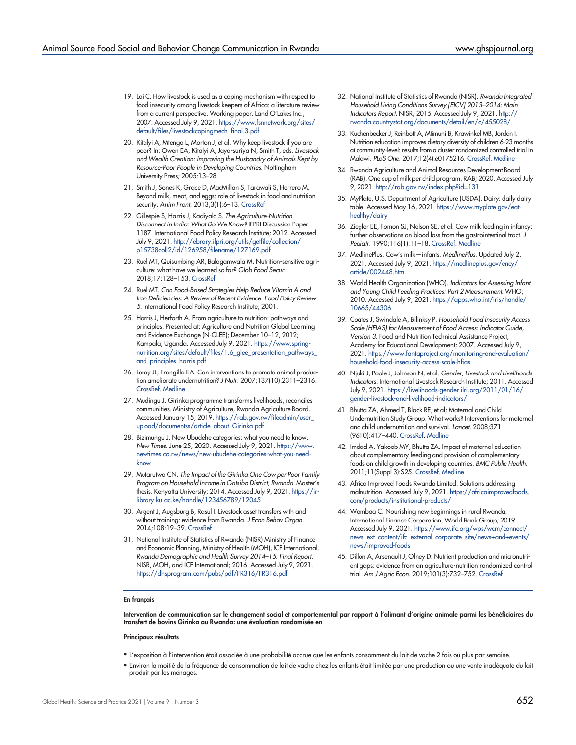19. Lai C. How livestock is used as a coping mechanism with respect to food insecurity among livestock keepers of Africa: a literature review from a current perspective. Working paper. Land O'Lakes Inc.; 2007. Accessed July 9, 2021. https://www.fsnnetwork.org/sites/default/files/livestockcopingmech_final.3.pdf
20. Kitalyi A, Mtenga L, Morton J, et al. Why keep livestock if you are poor? In: Owen EA, Kitalyi A, Jaya-suriya N, Smith T, eds. *Livestock and Wealth Creation: Improving the Husbandry of Animals Kept by Resource-Poor People in Developing Countries*. Nottingham University Press; 2005:13–28.
21. Smith J, Sones K, Grace D, MacMillan S, Tarawali S, Herrero M. Beyond milk, meat, and eggs: role of livestock in food and nutrition security. *Anim Front*. 2013;3(1):6–13. CrossRef
22. Gillespie S, Harris J, Kadiyala S. *The Agriculture-Nutrition Disconnect in India: What Do We Know?* IFPRI Discussion Paper 1187. International Food Policy Research Institute; 2012. Accessed July 9, 2021. http://ebrary.ifpri.org/utils/getfile/collection/p15738coll2/id/126958/filename/127169.pdf
23. Ruel MT, Quisumbing AR, Balagamwala M. Nutrition-sensitive agriculture: what have we learned so far? *Glob Food Secur*. 2018;17:128–153. CrossRef
24. Ruel MT. *Can Food-Based Strategies Help Reduce Vitamin A and Iron Deficiencies: A Review of Recent Evidence. Food Policy Review 5*. International Food Policy Research Institute; 2001.
25. Harris J, Herforth A. From agriculture to nutrition: pathways and principles. Presented at: Agriculture and Nutrition Global Learning and Evidence Exchange (N-GLEE); December 10–12, 2012; Kampala, Uganda. Accessed July 9, 2021. https://www.spring-nutrition.org/sites/default/files/1.6_glee_presentation_pathways_and_principles_harris.pdf
26. Leroy JL, Frongillo EA. Can interventions to promote animal production ameliorate undernutrition? *J Nutr*. 2007;137(10):2311–2316. CrossRef. Medline
27. Mudingu J. Girinka programme transforms livelihoods, reconciles communities. Ministry of Agriculture, Rwanda Agriculture Board. Accessed January 15, 2019. https://rab.gov.rw/fileadmin/user_upload/documentss/article_about_Girinka.pdf
28. Bizimungu J. New Ubudehe categories: what you need to know. *New Times*. June 25, 2020. Accessed July 9, 2021. https://www.newtimes.co.rw/news/new-ubudehe-categories-what-you-need-know
29. Mutarutwa CN. *The Impact of the Girinka One Cow per Poor Family Program on Household Income in Gatsibo District, Rwanda*. Master's thesis. Kenyatta University; 2014. Accessed July 9, 2021. https://ir-library.ku.ac.ke/handle/123456789/12045
30. Argent J, Augsburg B, Rasul I. Livestock asset transfers with and without training: evidence from Rwanda. *J Econ Behav Organ*. 2014;108:19–39. CrossRef
31. National Institute of Statistics of Rwanda (NISR) Ministry of Finance and Economic Planning, Ministry of Health (MOH), ICF International. *Rwanda Demographic and Health Survey 2014–15: Final Report*. NISR, MOH, and ICF International; 2016. Accessed July 9, 2021. https://dhsprogram.com/pubs/pdf/FR316/FR316.pdf
32. National Institute of Statistics of Rwanda (NISR). *Rwanda Integrated Household Living Conditions Survey [EICV] 2013–2014: Main Indicators Report*. NISR; 2015. Accessed July 9, 2021. http://rwanda.countrystat.org/documents/detail/en/c/455028/
33. Kuchenbecker J, Reinbott A, Mtimuni B, Krawinkel MB, Jordan I. Nutrition education improves dietary diversity of children 6-23 months at community-level: results from a cluster randomized controlled trial in Malawi. *PLoS One*. 2017;12(4):e0175216. CrossRef. Medline
34. Rwanda Agriculture and Animal Resources Development Board (RAB). One cup of milk per child program. RAB; 2020. Accessed July 9, 2021. http://rab.gov.rw/index.php?id=131
35. MyPlate, U.S. Department of Agriculture (USDA). Dairy: daily dairy table. Accessed May 16, 2021. https://www.myplate.gov/eat-healthy/dairy
36. Ziegler EE, Fomon SJ, Nelson SE, et al. Cow milk feeding in infancy: further observations on blood loss from the gastrointestinal tract. *J Pediatr*. 1990;116(1):11–18. CrossRef. Medline
37. MedlinePlus. Cow's milk—infants. *MedlinePlus*. Updated July 2, 2021. Accessed July 9, 2021. https://medlineplus.gov/ency/article/002448.htm
38. World Health Organization (WHO). *Indicators for Assessing Infant and Young Child Feeding Practices: Part 2 Measurement*. WHO; 2010. Accessed July 9, 2021. https://apps.who.int/iris/handle/10665/44306
39. Coates J, Swindale A, Bilinsky P. *Household Food Insecurity Access Scale (HFIAS) for Measurement of Food Access: Indicator Guide, Version 3*. Food and Nutrition Technical Assistance Project, Academy for Educational Development; 2007. Accessed July 9, 2021. https://www.fantaproject.org/monitoring-and-evaluation/household-food-insecurity-access-scale-hfias
40. Njuki J, Poole J, Johnson N, et al. *Gender, Livestock and Livelihoods Indicators*. International Livestock Research Institute; 2011. Accessed July 9, 2021. https://livelihoods-gender.ilri.org/2011/01/16/gender-livestock-and-livelihood-indicators/
41. Bhutta ZA, Ahmed T, Black RE, et al; Maternal and Child Undernutrition Study Group. What works? Interventions for maternal and child undernutrition and survival. *Lancet*. 2008;371(9610):417–440. CrossRef. Medline
42. Imdad A, Yakoob MY, Bhutta ZA. Impact of maternal education about complementary feeding and provision of complementary foods on child growth in developing countries. *BMC Public Health*. 2011;11(Suppl 3):S25. CrossRef. Medline
43. Africa Improved Foods Rwanda Limited. Solutions addressing malnutrition. Accessed July 9, 2021. https://africaimprovedfoods.com/products/institutional-products/
44. Wambaa C. Nourishing new beginnings in rural Rwanda. International Finance Corporation, World Bank Group; 2019. Accessed July 9, 2021. https://www.ifc.org/wps/wcm/connect/news_ext_content/ifc_external_corporate_site/news+and+events/news/improved-foods
45. Dillon A, Arsenault J, Olney D. Nutrient production and micronutrient gaps: evidence from an agriculture-nutrition randomized control trial. *Am J Agric Econ*. 2019;101(3):732–752. CrossRef

**En français**

**Intervention de communication sur le changement social et comportemental par rapport à l'aliment d'origine animale parmi les bénéficiaires du transfert de bovins Girinka au Rwanda: une évaluation randomisée en**

**Principaux résultats**

- L'exposition à l'intervention était associée à une probabilité accrue que les enfants consomment du lait de vache 2 fois ou plus par semaine.
- Environ la moitié de la fréquence de consommation de lait de vache chez les enfants était limitée par une production ou une vente inadéquate du lait produit par les ménages.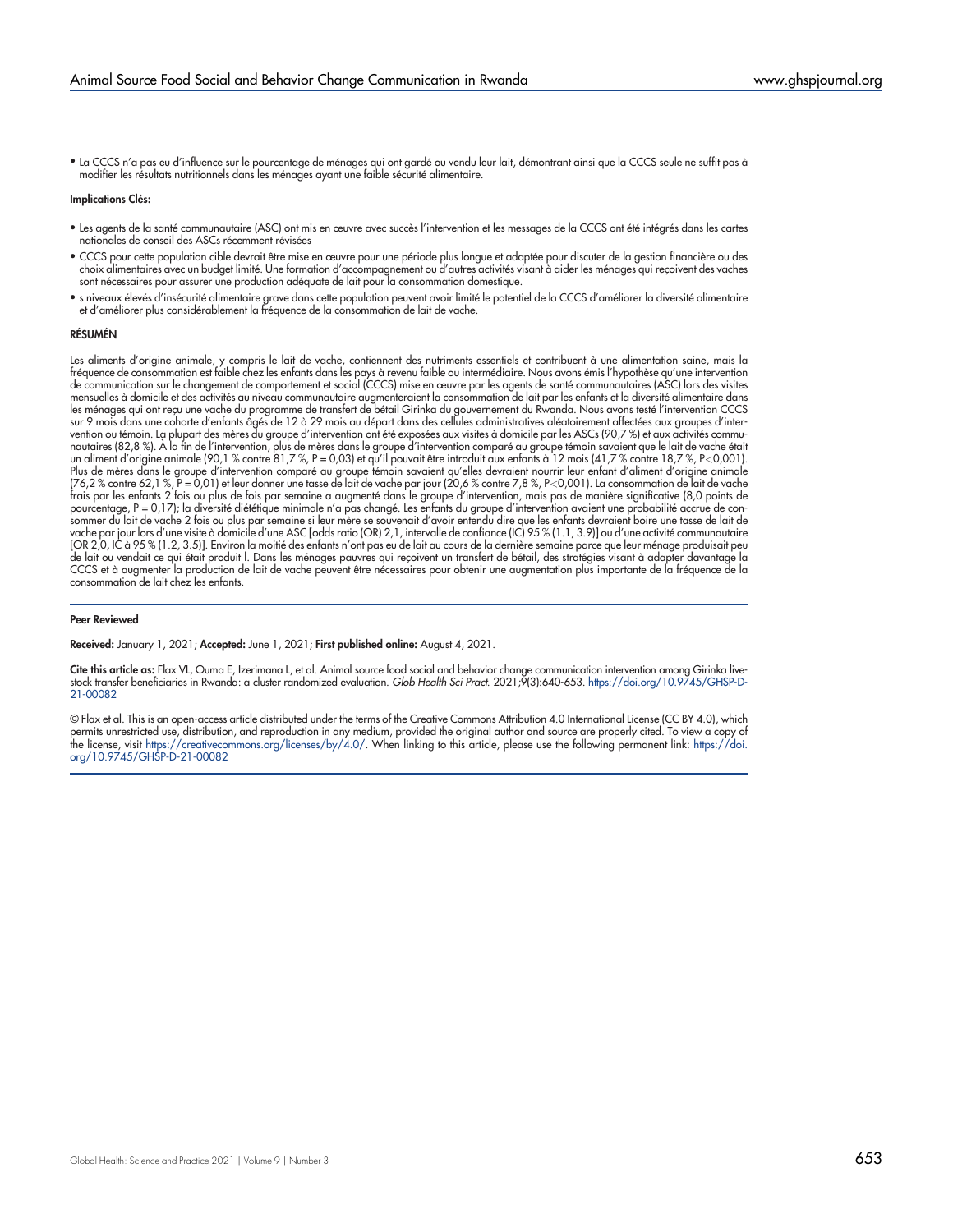- La CCCS n'a pas eu d'influence sur le pourcentage de ménages qui ont gardé ou vendu leur lait, démontrant ainsi que la CCCS seule ne suffit pas à modifier les résultats nutritionnels dans les ménages ayant une faible sécurité alimentaire.

**Implications Clés:**

- Les agents de la santé communautaire (ASC) ont mis en œuvre avec succès l'intervention et les messages de la CCCS ont été intégrés dans les cartes nationales de conseil des ASCs récemment révisées
- CCCS pour cette population cible devrait être mise en œuvre pour une période plus longue et adaptée pour discuter de la gestion financière ou des choix alimentaires avec un budget limité. Une formation d'accompagnement ou d'autres activités visant à aider les ménages qui reçoivent des vaches sont nécessaires pour assurer une production adéquate de lait pour la consommation domestique.
- s niveaux élevés d'insécurité alimentaire grave dans cette population peuvent avoir limité le potentiel de la CCCS d'améliorer la diversité alimentaire et d'améliorer plus considérablement la fréquence de la consommation de lait de vache.

**RÉSUMÉN**

Les aliments d'origine animale, y compris le lait de vache, contiennent des nutriments essentiels et contribuent à une alimentation saine, mais la fréquence de consommation est faible chez les enfants dans les pays à revenu faible ou intermédiaire. Nous avons émis l'hypothèse qu'une intervention de communication sur le changement de comportement et social (CCCS) mise en œuvre par les agents de santé communautaires (ASC) lors des visites mensuelles à domicile et des activités au niveau communautaire augmenteraient la consommation de lait par les enfants et la diversité alimentaire dans les ménages qui ont reçu une vache du programme de transfert de bétail Girinka du gouvernement du Rwanda. Nous avons testé l'intervention CCCS sur 9 mois dans une cohorte d'enfants âgés de 12 à 29 mois au départ dans des cellules administratives aléatoirement affectées aux groupes d'intervention ou témoin. La plupart des mères du groupe d'intervention ont été exposées aux visites à domicile par les ASCs (90,7 %) et aux activités communautaires (82,8 %). À la fin de l'intervention, plus de mères dans le groupe d'intervention comparé au groupe témoin savaient que le lait de vache était un aliment d'origine animale (90,1 % contre 81,7 %, P = 0,03) et qu'il pouvait être introduit aux enfants à 12 mois (41,7 % contre 18,7 %, P<0,001). Plus de mères dans le groupe d'intervention comparé au groupe témoin savaient qu'elles devraient nourrir leur enfant d'aliment d'origine animale (76,2 % contre 62,1 %, P = 0,01) et leur donner une tasse de lait de vache par jour (20,6 % contre 7,8 %, P<0,001). La consommation de lait de vache frais par les enfants 2 fois ou plus de fois par semaine a augmenté dans le groupe d'intervention, mais pas de manière significative (8,0 points de pourcentage, P = 0,17); la diversité diététique minimale n'a pas changé. Les enfants du groupe d'intervention avaient une probabilité accrue de consommer du lait de vache 2 fois ou plus par semaine si leur mère se souvenait d'avoir entendu dire que les enfants devraient boire une tasse de lait de vache par jour lors d'une visite à domicile d'une ASC [odds ratio (OR) 2,1, intervalle de confiance (IC) 95 % (1.1, 3.9)] ou d'une activité communautaire [OR 2,0, IC à 95 % (1.2, 3.5)]. Environ la moitié des enfants n'ont pas eu de lait au cours de la dernière semaine parce que leur ménage produisait peu de lait ou vendait ce qui était produit l. Dans les ménages pauvres qui reçoivent un transfert de bétail, des stratégies visant à adapter davantage la CCCS et à augmenter la production de lait de vache peuvent être nécessaires pour obtenir une augmentation plus importante de la fréquence de la consommation de lait chez les enfants.

**Peer Reviewed**

**Received:** January 1, 2021; **Accepted:** June 1, 2021; **First published online:** August 4, 2021.

**Cite this article as:** Flax VL, Ouma E, Izerimana L, et al. Animal source food social and behavior change communication intervention among Girinka livestock transfer beneficiaries in Rwanda: a cluster randomized evaluation. *Glob Health Sci Pract.* 2021;9(3):640-653. https://doi.org/10.9745/GHSP-D-21-00082

© Flax et al. This is an open-access article distributed under the terms of the Creative Commons Attribution 4.0 International License (CC BY 4.0), which permits unrestricted use, distribution, and reproduction in any medium, provided the original author and source are properly cited. To view a copy of the license, visit https://creativecommons.org/licenses/by/4.0/. When linking to this article, please use the following permanent link: https://doi.org/10.9745/GHSP-D-21-00082